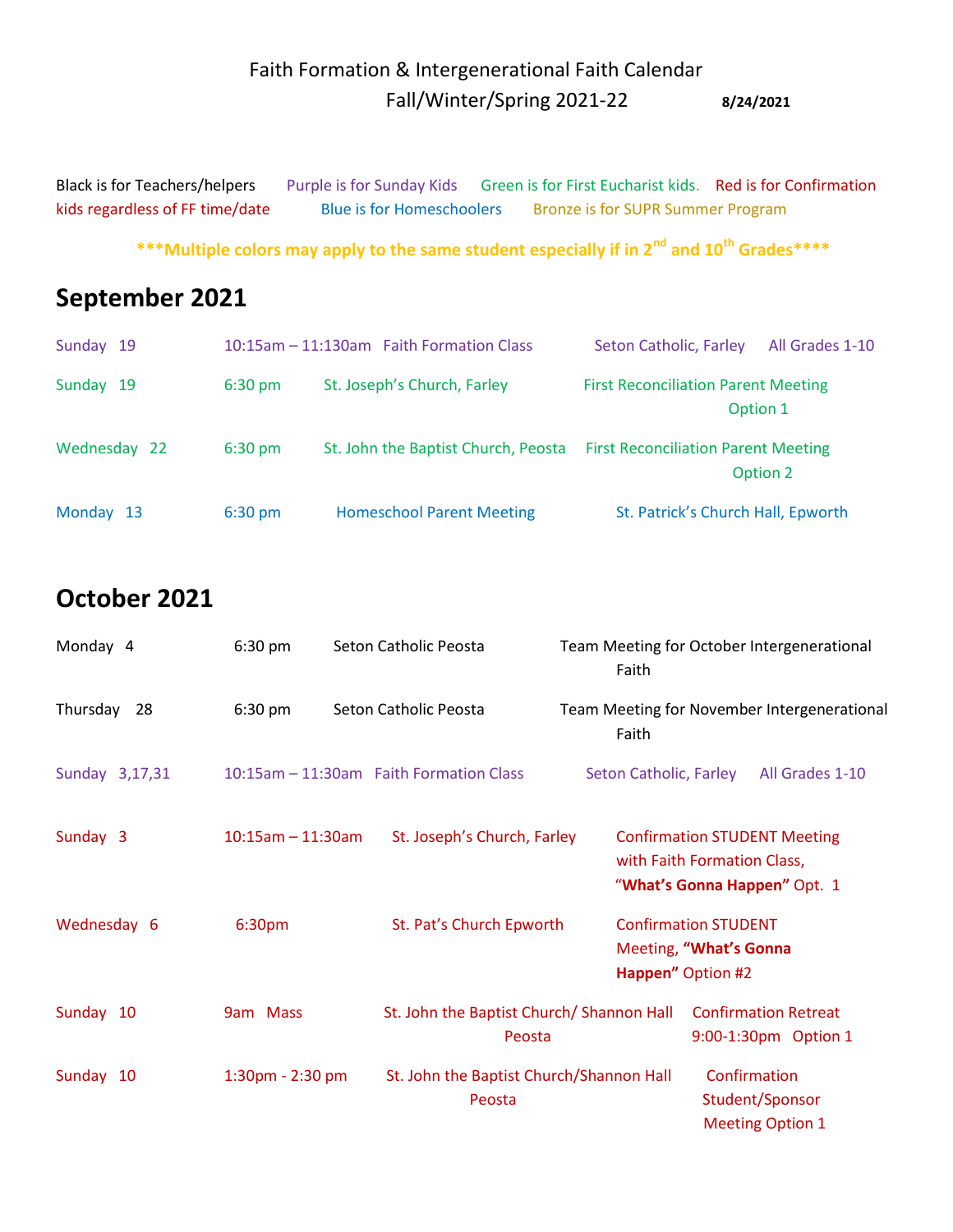Faith Formation & Intergenerational Faith Calendar

Fall/Winter/Spring 2021-22 **8/24/2021**

Black is for Teachers/helpers Purple is for Sunday Kids Green is for First Eucharist kids. Red is for Confirmation kids regardless of FF time/date Blue is for Homeschoolers Bronze is for SUPR Summer Program

**\*\*\*Multiple colors may apply to the same student especially if in 2nd and 10th Grades\*\*\*\***

## September 2021

| | | | | |
|---|---|---|---|---|
| Sunday 19 | 10:15am – 11:130am | Faith Formation Class | Seton Catholic, Farley | All Grades 1-10 |
| Sunday 19 | 6:30 pm | St. Joseph's Church, Farley | First Reconciliation Parent Meeting Option 1 | |
| Wednesday 22 | 6:30 pm | St. John the Baptist Church, Peosta | First Reconciliation Parent Meeting Option 2 | |
| Monday 13 | 6:30 pm | Homeschool Parent Meeting | St. Patrick's Church Hall, Epworth | |

## October 2021

| | | | | |
|---|---|---|---|---|
| Monday 4 | 6:30 pm | Seton Catholic Peosta | Team Meeting for October Intergenerational Faith | |
| Thursday 28 | 6:30 pm | Seton Catholic Peosta | Team Meeting for November Intergenerational Faith | |
| Sunday 3,17,31 | 10:15am – 11:30am | Faith Formation Class | Seton Catholic, Farley | All Grades 1-10 |
| Sunday 3 | 10:15am – 11:30am | St. Joseph's Church, Farley | Confirmation STUDENT Meeting with Faith Formation Class, "**What's Gonna Happen"** Opt. 1 | |
| Wednesday 6 | 6:30pm | St. Pat's Church Epworth | Confirmation STUDENT Meeting, **"What's Gonna Happen"** Option #2 | |
| Sunday 10 | 9am Mass | St. John the Baptist Church/ Shannon Hall Peosta | Confirmation Retreat 9:00-1:30pm Option 1 | |
| Sunday 10 | 1:30pm - 2:30 pm | St. John the Baptist Church/Shannon Hall Peosta | Confirmation Student/Sponsor Meeting Option 1 | |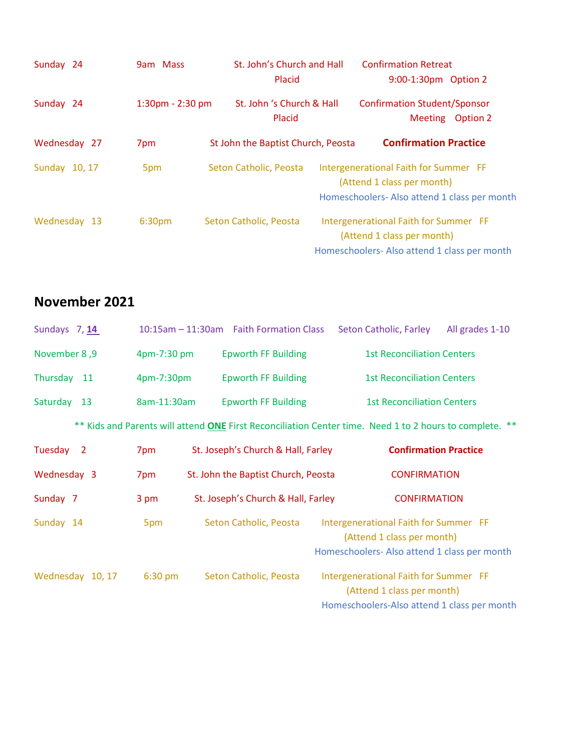| | | | |
|---|---|---|---|
| Sunday 24 | 9am Mass | St. John's Church and Hall Placid | Confirmation Retreat 9:00-1:30pm Option 2 |
| Sunday 24 | 1:30pm - 2:30 pm | St. John 's Church & Hall Placid | Confirmation Student/Sponsor Meeting Option 2 |
| Wednesday 27 | 7pm | St John the Baptist Church, Peosta | **Confirmation Practice** |
| Sunday 10, 17 | 5pm | Seton Catholic, Peosta | Intergenerational Faith for Summer FF (Attend 1 class per month) Homeschoolers- Also attend 1 class per month |
| Wednesday 13 | 6:30pm | Seton Catholic, Peosta | Intergenerational Faith for Summer FF (Attend 1 class per month) Homeschoolers- Also attend 1 class per month |

## November 2021

| | | | | |
|---|---|---|---|---|
| Sundays 7, **14** | 10:15am – 11:30am | Faith Formation Class | Seton Catholic, Farley | All grades 1-10 |
| November 8 ,9 | 4pm-7:30 pm | Epworth FF Building | 1st Reconciliation Centers | |
| Thursday 11 | 4pm-7:30pm | Epworth FF Building | 1st Reconciliation Centers | |
| Saturday 13 | 8am-11:30am | Epworth FF Building | 1st Reconciliation Centers | |

** Kids and Parents will attend **ONE** First Reconciliation Center time. Need 1 to 2 hours to complete. **

| | | | |
|---|---|---|---|
| Tuesday 2 | 7pm | St. Joseph's Church & Hall, Farley | **Confirmation Practice** |
| Wednesday 3 | 7pm | St. John the Baptist Church, Peosta | CONFIRMATION |
| Sunday 7 | 3 pm | St. Joseph's Church & Hall, Farley | CONFIRMATION |
| Sunday 14 | 5pm | Seton Catholic, Peosta | Intergenerational Faith for Summer FF (Attend 1 class per month) Homeschoolers- Also attend 1 class per month |
| Wednesday 10, 17 | 6:30 pm | Seton Catholic, Peosta | Intergenerational Faith for Summer FF (Attend 1 class per month) Homeschoolers-Also attend 1 class per month |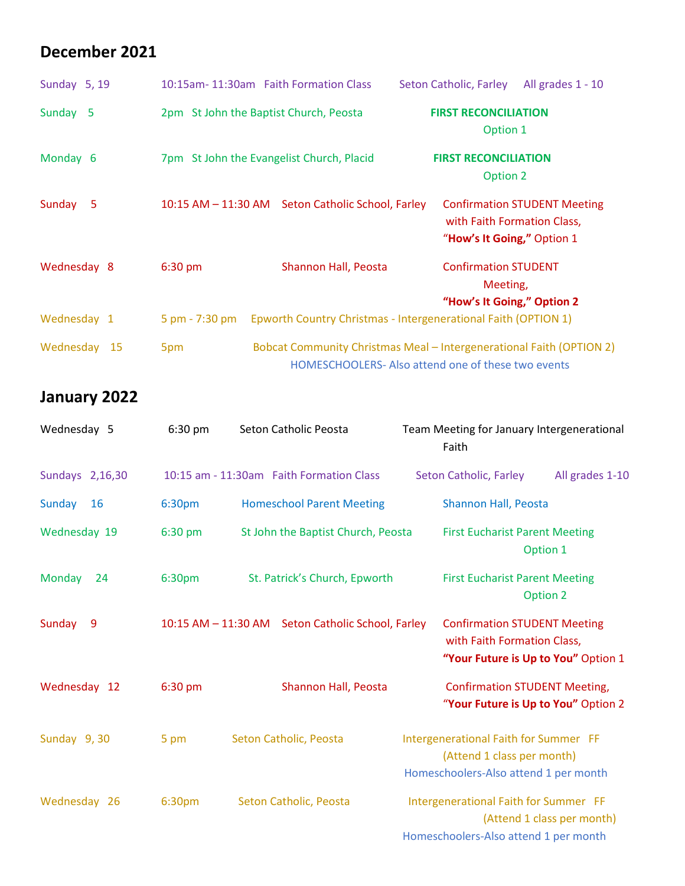## December 2021

Sunday 5, 19 | 10:15am- 11:30am Faith Formation Class | Seton Catholic, Farley | All grades 1 - 10

Sunday 5 | 2pm St John the Baptist Church, Peosta | **FIRST RECONCILIATION** Option 1

Monday 6 | 7pm St John the Evangelist Church, Placid | **FIRST RECONCILIATION** Option 2

Sunday 5 | 10:15 AM – 11:30 AM | Seton Catholic School, Farley | Confirmation STUDENT Meeting with Faith Formation Class, "**How's It Going,"** Option 1

Wednesday 8 | 6:30 pm | Shannon Hall, Peosta | Confirmation STUDENT Meeting, **"How's It Going," Option 2**

Wednesday 1 | 5 pm - 7:30 pm | Epworth Country Christmas - Intergenerational Faith (OPTION 1)

Wednesday 15 | 5pm | Bobcat Community Christmas Meal – Intergenerational Faith (OPTION 2)

HOMESCHOOLERS- Also attend one of these two events

## January 2022

Wednesday 5 | 6:30 pm | Seton Catholic Peosta | Team Meeting for January Intergenerational Faith

Sundays 2,16,30 | 10:15 am - 11:30am Faith Formation Class | Seton Catholic, Farley | All grades 1-10

Sunday 16 | 6:30pm | Homeschool Parent Meeting | Shannon Hall, Peosta

Wednesday 19 | 6:30 pm | St John the Baptist Church, Peosta | First Eucharist Parent Meeting Option 1

Monday 24 | 6:30pm | St. Patrick's Church, Epworth | First Eucharist Parent Meeting Option 2

Sunday 9 | 10:15 AM – 11:30 AM | Seton Catholic School, Farley | Confirmation STUDENT Meeting with Faith Formation Class, **"Your Future is Up to You"** Option 1

Wednesday 12 | 6:30 pm | Shannon Hall, Peosta | Confirmation STUDENT Meeting, "**Your Future is Up to You"** Option 2

Sunday 9, 30 | 5 pm | Seton Catholic, Peosta | Intergenerational Faith for Summer FF (Attend 1 class per month)

Homeschoolers-Also attend 1 per month

Wednesday 26 | 6:30pm | Seton Catholic, Peosta | Intergenerational Faith for Summer FF (Attend 1 class per month)

Homeschoolers-Also attend 1 per month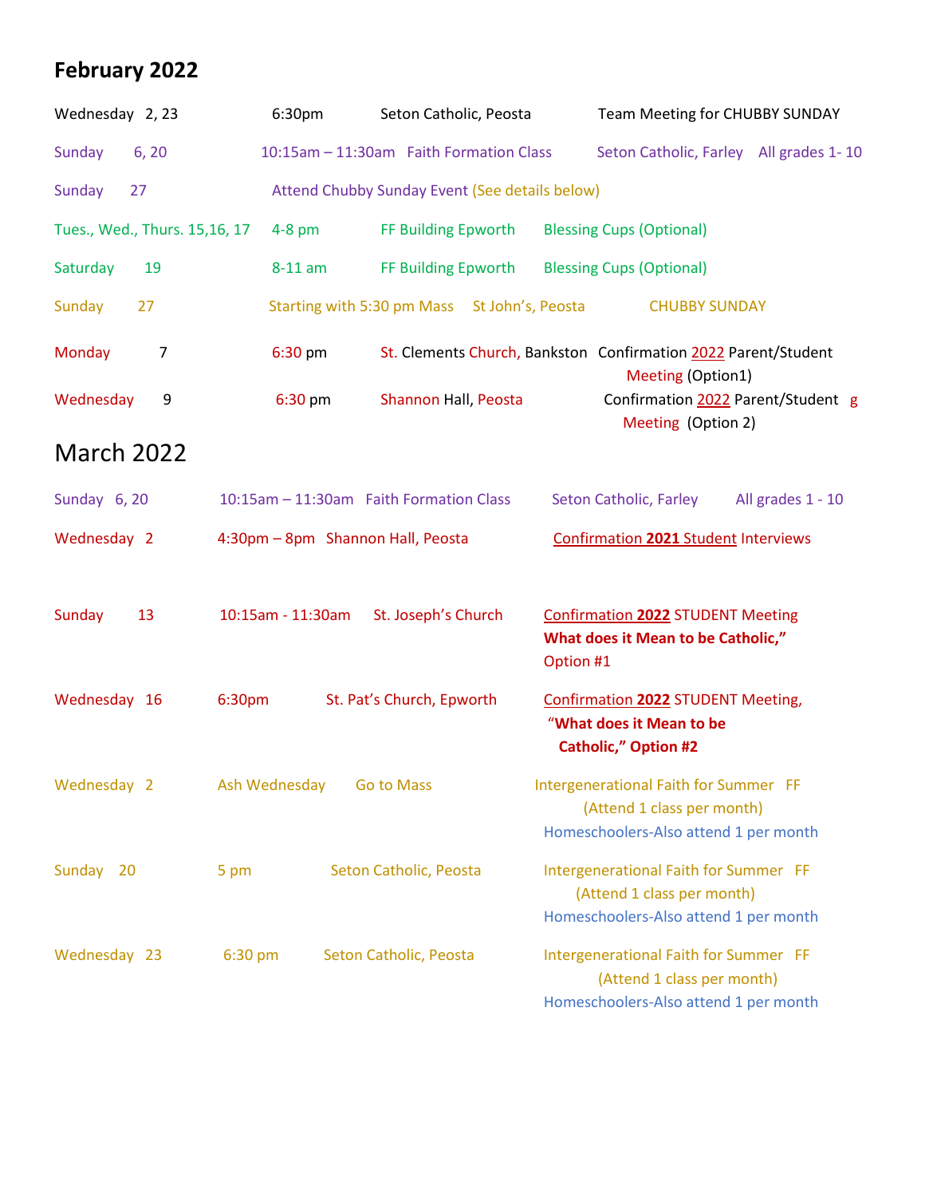## February 2022

| | | | | |
|---|---|---|---|---|
| Wednesday 2, 23 | 6:30pm | Seton Catholic, Peosta | Team Meeting for CHUBBY SUNDAY | |
| Sunday 6, 20 | 10:15am – 11:30am | Faith Formation Class | Seton Catholic, Farley | All grades 1- 10 |
| Sunday 27 | Attend Chubby Sunday Event (See details below) | | | |
| Tues., Wed., Thurs. 15,16, 17 | 4-8 pm | FF Building Epworth | Blessing Cups (Optional) | |
| Saturday 19 | 8-11 am | FF Building Epworth | Blessing Cups (Optional) | |
| Sunday 27 | Starting with 5:30 pm Mass | St John's, Peosta | CHUBBY SUNDAY | |
| Monday 7 | 6:30 pm | St. Clements Church, Bankston | Confirmation 2022 Parent/Student Meeting (Option1) | |
| Wednesday 9 | 6:30 pm | Shannon Hall, Peosta | Confirmation 2022 Parent/Student g Meeting (Option 2) | |

## March 2022

| | | | | |
|---|---|---|---|---|
| Sunday 6, 20 | 10:15am – 11:30am | Faith Formation Class | Seton Catholic, Farley | All grades 1 - 10 |
| Wednesday 2 | 4:30pm – 8pm | Shannon Hall, Peosta | Confirmation **2021** Student Interviews | |
| Sunday 13 | 10:15am - 11:30am | St. Joseph's Church | Confirmation **2022** STUDENT Meeting **What does it Mean to be Catholic,"** Option #1 | |
| Wednesday 16 | 6:30pm | St. Pat's Church, Epworth | Confirmation **2022** STUDENT Meeting, "**What does it Mean to be Catholic," Option #2** | |
| Wednesday 2 | Ash Wednesday | Go to Mass | Intergenerational Faith for Summer FF (Attend 1 class per month) Homeschoolers-Also attend 1 per month | |
| Sunday 20 | 5 pm | Seton Catholic, Peosta | Intergenerational Faith for Summer FF (Attend 1 class per month) Homeschoolers-Also attend 1 per month | |
| Wednesday 23 | 6:30 pm | Seton Catholic, Peosta | Intergenerational Faith for Summer FF (Attend 1 class per month) Homeschoolers-Also attend 1 per month | |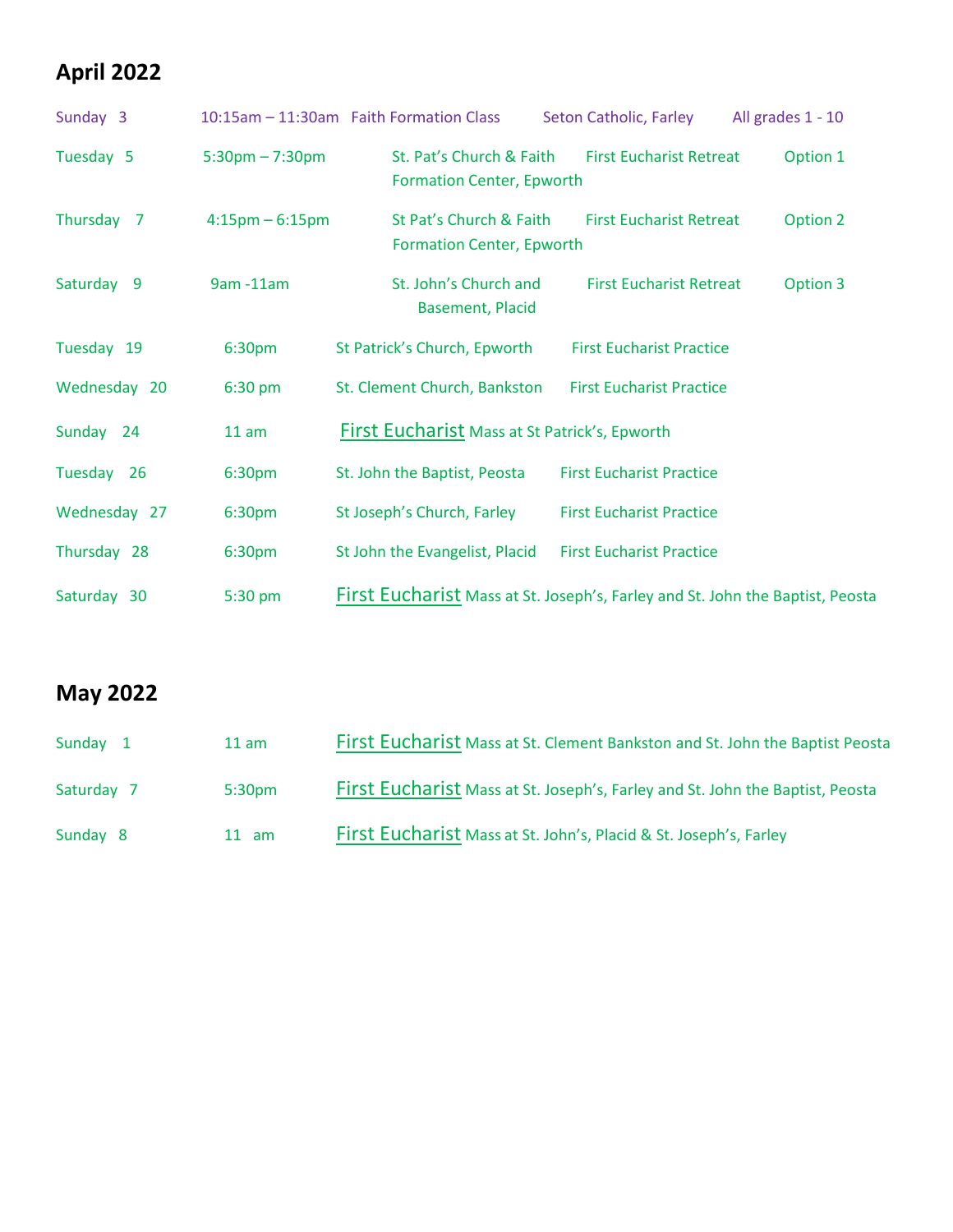## April 2022

| | | | | | |
|---|---|---|---|---|---|
| Sunday 3 | 10:15am – 11:30am | Faith Formation Class | Seton Catholic, Farley | All grades 1 - 10 | |
| Tuesday 5 | 5:30pm – 7:30pm | St. Pat's Church & Faith Formation Center, Epworth | First Eucharist Retreat | Option 1 | |
| Thursday 7 | 4:15pm – 6:15pm | St Pat's Church & Faith Formation Center, Epworth | First Eucharist Retreat | Option 2 | |
| Saturday 9 | 9am -11am | St. John's Church and Basement, Placid | First Eucharist Retreat | Option 3 | |
| Tuesday 19 | 6:30pm | St Patrick's Church, Epworth | First Eucharist Practice | | |
| Wednesday 20 | 6:30 pm | St. Clement Church, Bankston | First Eucharist Practice | | |
| Sunday 24 | 11 am | First Eucharist Mass at St Patrick's, Epworth | | | |
| Tuesday 26 | 6:30pm | St. John the Baptist, Peosta | First Eucharist Practice | | |
| Wednesday 27 | 6:30pm | St Joseph's Church, Farley | First Eucharist Practice | | |
| Thursday 28 | 6:30pm | St John the Evangelist, Placid | First Eucharist Practice | | |
| Saturday 30 | 5:30 pm | First Eucharist Mass at St. Joseph's, Farley and St. John the Baptist, Peosta | | | |

## May 2022

| | | |
|---|---|---|
| Sunday 1 | 11 am | First Eucharist Mass at St. Clement Bankston and St. John the Baptist Peosta |
| Saturday 7 | 5:30pm | First Eucharist Mass at St. Joseph's, Farley and St. John the Baptist, Peosta |
| Sunday 8 | 11 am | First Eucharist Mass at St. John's, Placid & St. Joseph's, Farley |